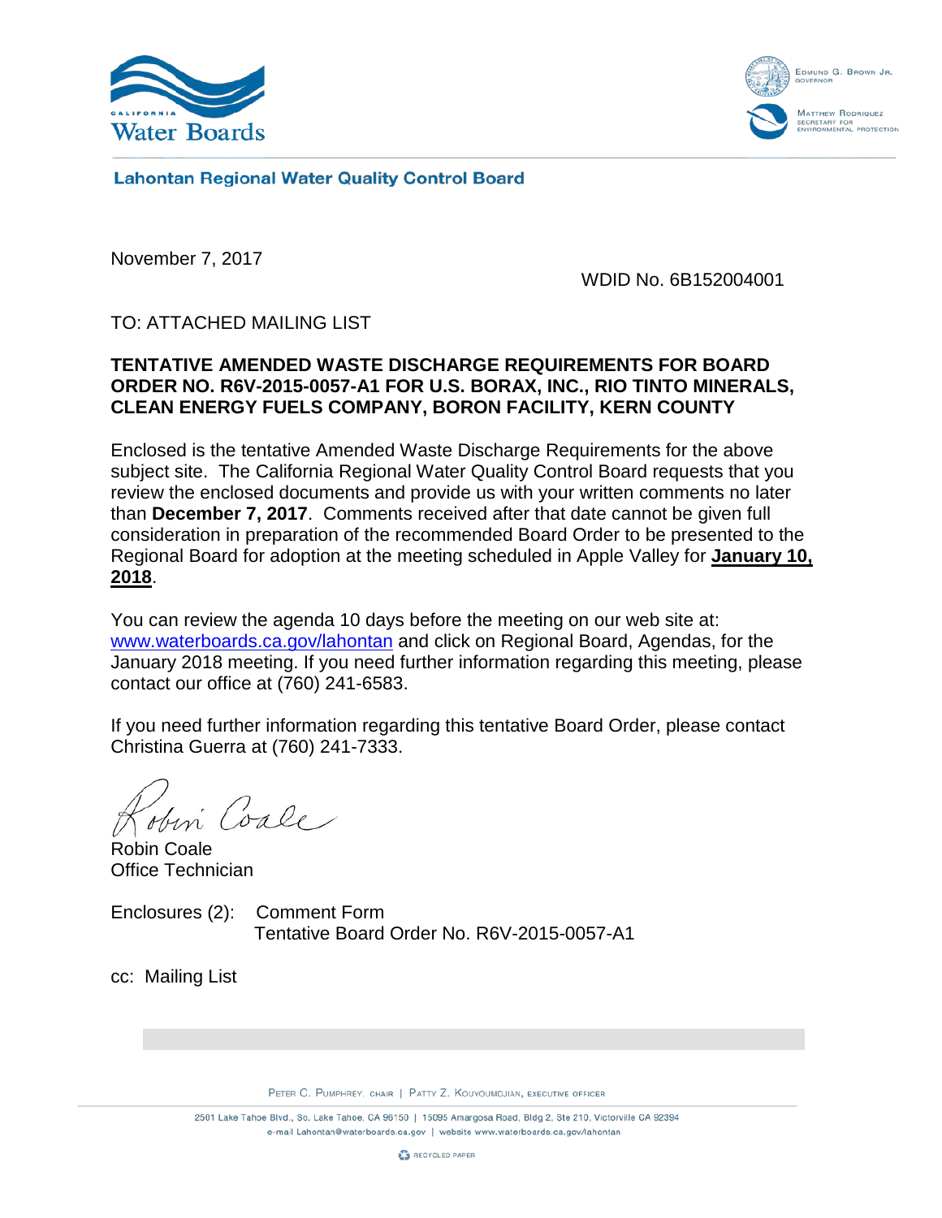**Lahontan Regional Water Quality Control Board**

November 7, 2017

WDID No. 6B152004001

TO: ATTACHED MAILING LIST

**TENTATIVE AMENDED WASTE DISCHARGE REQUIREMENTS FOR BOARD ORDER NO. R6V-2015-0057-A1 FOR U.S. BORAX, INC., RIO TINTO MINERALS, CLEAN ENERGY FUELS COMPANY, BORON FACILITY, KERN COUNTY**

Enclosed is the tentative Amended Waste Discharge Requirements for the above subject site. The California Regional Water Quality Control Board requests that you review the enclosed documents and provide us with your written comments no later than **December 7, 2017**. Comments received after that date cannot be given full consideration in preparation of the recommended Board Order to be presented to the Regional Board for adoption at the meeting scheduled in Apple Valley for **January 10, 2018**.

You can review the agenda 10 days before the meeting on our web site at: www.waterboards.ca.gov/lahontan and click on Regional Board, Agendas, for the January 2018 meeting. If you need further information regarding this meeting, please contact our office at (760) 241-6583.

If you need further information regarding this tentative Board Order, please contact Christina Guerra at (760) 241-7333.

Robin Coale
Office Technician

Enclosures (2): Comment Form
Tentative Board Order No. R6V-2015-0057-A1

cc: Mailing List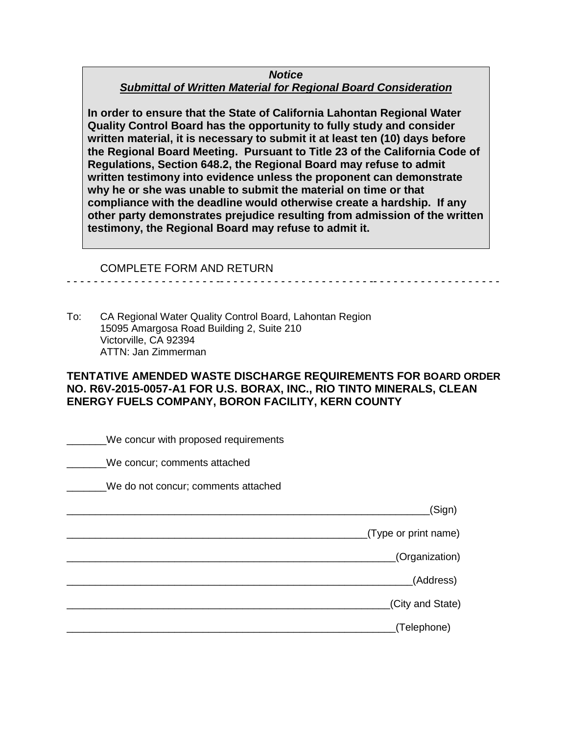***Notice***

***Submittal of Written Material for Regional Board Consideration***

**In order to ensure that the State of California Lahontan Regional Water Quality Control Board has the opportunity to fully study and consider written material, it is necessary to submit it at least ten (10) days before the Regional Board Meeting. Pursuant to Title 23 of the California Code of Regulations, Section 648.2, the Regional Board may refuse to admit written testimony into evidence unless the proponent can demonstrate why he or she was unable to submit the material on time or that compliance with the deadline would otherwise create a hardship. If any other party demonstrates prejudice resulting from admission of the written testimony, the Regional Board may refuse to admit it.**

COMPLETE FORM AND RETURN

- - - - - - - - - - - - - - - - - - - - - - - - - - - - - - - - - - - - - - - - - - - - - - - - - - - - - - - - - - - - -

To: CA Regional Water Quality Control Board, Lahontan Region
15095 Amargosa Road Building 2, Suite 210
Victorville, CA 92394
ATTN: Jan Zimmerman

**TENTATIVE AMENDED WASTE DISCHARGE REQUIREMENTS FOR BOARD ORDER NO. R6V-2015-0057-A1 FOR U.S. BORAX, INC., RIO TINTO MINERALS, CLEAN ENERGY FUELS COMPANY, BORON FACILITY, KERN COUNTY**

_______We concur with proposed requirements

_______We concur; comments attached

_______We do not concur; comments attached

___________________________________________________________________(Sign)

____________________________________________________(Type or print name)

__________________________________________________________(Organization)

______________________________________________________________(Address)

_________________________________________________________(City and State)

__________________________________________________________(Telephone)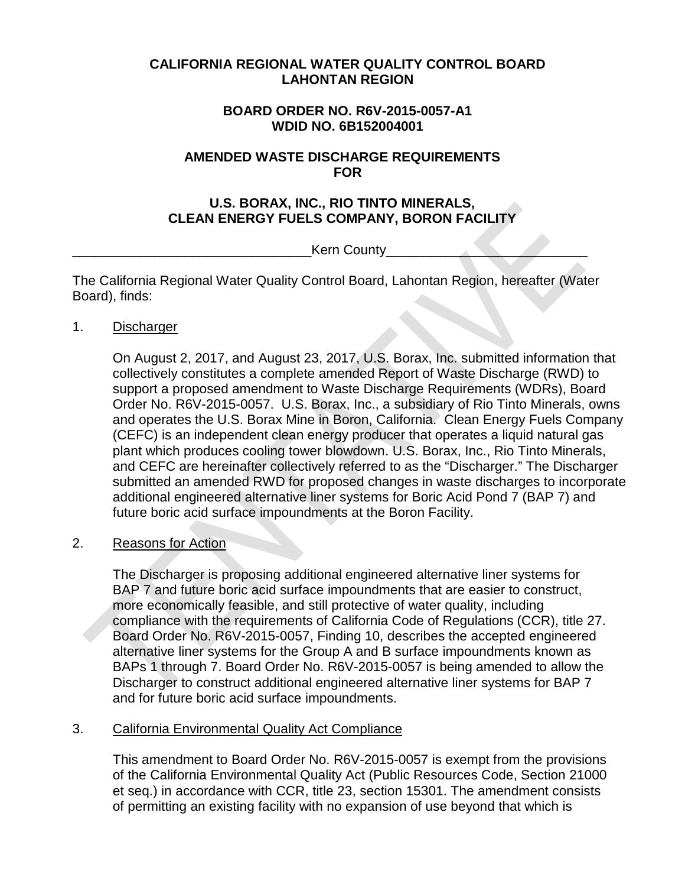**CALIFORNIA REGIONAL WATER QUALITY CONTROL BOARD**
**LAHONTAN REGION**

**BOARD ORDER NO. R6V-2015-0057-A1**
**WDID NO. 6B152004001**

**AMENDED WASTE DISCHARGE REQUIREMENTS**
**FOR**

**U.S. BORAX, INC., RIO TINTO MINERALS,**
**CLEAN ENERGY FUELS COMPANY, BORON FACILITY**

Kern County

The California Regional Water Quality Control Board, Lahontan Region, hereafter (Water Board), finds:

1. Discharger

   On August 2, 2017, and August 23, 2017, U.S. Borax, Inc. submitted information that collectively constitutes a complete amended Report of Waste Discharge (RWD) to support a proposed amendment to Waste Discharge Requirements (WDRs), Board Order No. R6V-2015-0057. U.S. Borax, Inc., a subsidiary of Rio Tinto Minerals, owns and operates the U.S. Borax Mine in Boron, California. Clean Energy Fuels Company (CEFC) is an independent clean energy producer that operates a liquid natural gas plant which produces cooling tower blowdown. U.S. Borax, Inc., Rio Tinto Minerals, and CEFC are hereinafter collectively referred to as the "Discharger." The Discharger submitted an amended RWD for proposed changes in waste discharges to incorporate additional engineered alternative liner systems for Boric Acid Pond 7 (BAP 7) and future boric acid surface impoundments at the Boron Facility.

2. Reasons for Action

   The Discharger is proposing additional engineered alternative liner systems for BAP 7 and future boric acid surface impoundments that are easier to construct, more economically feasible, and still protective of water quality, including compliance with the requirements of California Code of Regulations (CCR), title 27. Board Order No. R6V-2015-0057, Finding 10, describes the accepted engineered alternative liner systems for the Group A and B surface impoundments known as BAPs 1 through 7. Board Order No. R6V-2015-0057 is being amended to allow the Discharger to construct additional engineered alternative liner systems for BAP 7 and for future boric acid surface impoundments.

3. California Environmental Quality Act Compliance

   This amendment to Board Order No. R6V-2015-0057 is exempt from the provisions of the California Environmental Quality Act (Public Resources Code, Section 21000 et seq.) in accordance with CCR, title 23, section 15301. The amendment consists of permitting an existing facility with no expansion of use beyond that which is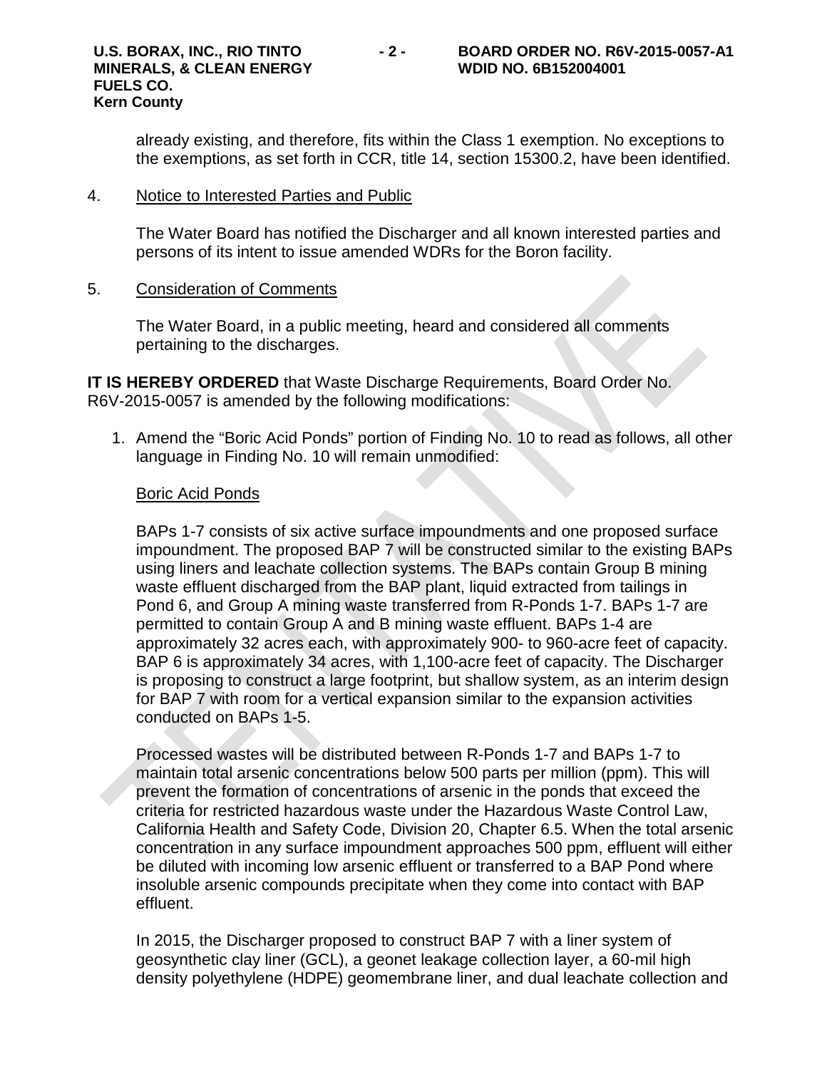already existing, and therefore, fits within the Class 1 exemption. No exceptions to the exemptions, as set forth in CCR, title 14, section 15300.2, have been identified.

4. Notice to Interested Parties and Public

   The Water Board has notified the Discharger and all known interested parties and persons of its intent to issue amended WDRs for the Boron facility.

5. Consideration of Comments

   The Water Board, in a public meeting, heard and considered all comments pertaining to the discharges.

**IT IS HEREBY ORDERED** that Waste Discharge Requirements, Board Order No. R6V-2015-0057 is amended by the following modifications:

1. Amend the "Boric Acid Ponds" portion of Finding No. 10 to read as follows, all other language in Finding No. 10 will remain unmodified:

   Boric Acid Ponds

   BAPs 1-7 consists of six active surface impoundments and one proposed surface impoundment. The proposed BAP 7 will be constructed similar to the existing BAPs using liners and leachate collection systems. The BAPs contain Group B mining waste effluent discharged from the BAP plant, liquid extracted from tailings in Pond 6, and Group A mining waste transferred from R-Ponds 1-7. BAPs 1-7 are permitted to contain Group A and B mining waste effluent. BAPs 1-4 are approximately 32 acres each, with approximately 900- to 960-acre feet of capacity. BAP 6 is approximately 34 acres, with 1,100-acre feet of capacity. The Discharger is proposing to construct a large footprint, but shallow system, as an interim design for BAP 7 with room for a vertical expansion similar to the expansion activities conducted on BAPs 1-5.

   Processed wastes will be distributed between R-Ponds 1-7 and BAPs 1-7 to maintain total arsenic concentrations below 500 parts per million (ppm). This will prevent the formation of concentrations of arsenic in the ponds that exceed the criteria for restricted hazardous waste under the Hazardous Waste Control Law, California Health and Safety Code, Division 20, Chapter 6.5. When the total arsenic concentration in any surface impoundment approaches 500 ppm, effluent will either be diluted with incoming low arsenic effluent or transferred to a BAP Pond where insoluble arsenic compounds precipitate when they come into contact with BAP effluent.

   In 2015, the Discharger proposed to construct BAP 7 with a liner system of geosynthetic clay liner (GCL), a geonet leakage collection layer, a 60-mil high density polyethylene (HDPE) geomembrane liner, and dual leachate collection and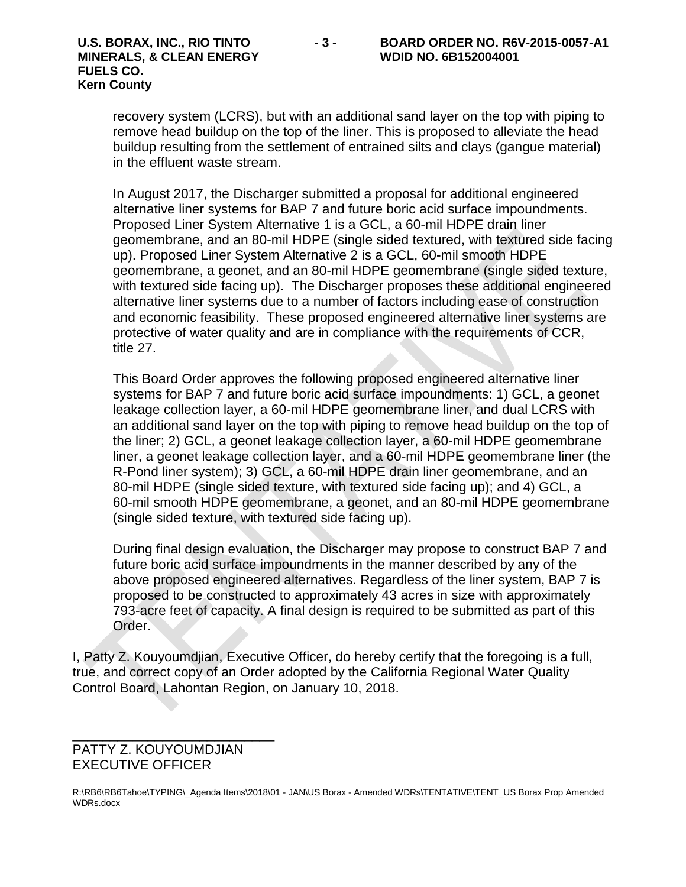recovery system (LCRS), but with an additional sand layer on the top with piping to remove head buildup on the top of the liner. This is proposed to alleviate the head buildup resulting from the settlement of entrained silts and clays (gangue material) in the effluent waste stream.

In August 2017, the Discharger submitted a proposal for additional engineered alternative liner systems for BAP 7 and future boric acid surface impoundments. Proposed Liner System Alternative 1 is a GCL, a 60-mil HDPE drain liner geomembrane, and an 80-mil HDPE (single sided textured, with textured side facing up). Proposed Liner System Alternative 2 is a GCL, 60-mil smooth HDPE geomembrane, a geonet, and an 80-mil HDPE geomembrane (single sided texture, with textured side facing up). The Discharger proposes these additional engineered alternative liner systems due to a number of factors including ease of construction and economic feasibility. These proposed engineered alternative liner systems are protective of water quality and are in compliance with the requirements of CCR, title 27.

This Board Order approves the following proposed engineered alternative liner systems for BAP 7 and future boric acid surface impoundments: 1) GCL, a geonet leakage collection layer, a 60-mil HDPE geomembrane liner, and dual LCRS with an additional sand layer on the top with piping to remove head buildup on the top of the liner; 2) GCL, a geonet leakage collection layer, a 60-mil HDPE geomembrane liner, a geonet leakage collection layer, and a 60-mil HDPE geomembrane liner (the R-Pond liner system); 3) GCL, a 60-mil HDPE drain liner geomembrane, and an 80-mil HDPE (single sided texture, with textured side facing up); and 4) GCL, a 60-mil smooth HDPE geomembrane, a geonet, and an 80-mil HDPE geomembrane (single sided texture, with textured side facing up).

During final design evaluation, the Discharger may propose to construct BAP 7 and future boric acid surface impoundments in the manner described by any of the above proposed engineered alternatives. Regardless of the liner system, BAP 7 is proposed to be constructed to approximately 43 acres in size with approximately 793-acre feet of capacity. A final design is required to be submitted as part of this Order.

I, Patty Z. Kouyoumdjian, Executive Officer, do hereby certify that the foregoing is a full, true, and correct copy of an Order adopted by the California Regional Water Quality Control Board, Lahontan Region, on January 10, 2018.

\_\_\_\_\_\_\_\_\_\_\_\_\_\_\_\_\_\_\_\_\_\_\_\_\_\_\_\_

PATTY Z. KOUYOUMDJIAN
EXECUTIVE OFFICER

R:\RB6\RB6Tahoe\TYPING\_Agenda Items\2018\01 - JAN\US Borax - Amended WDRs\TENTATIVE\TENT_US Borax Prop Amended WDRs.docx